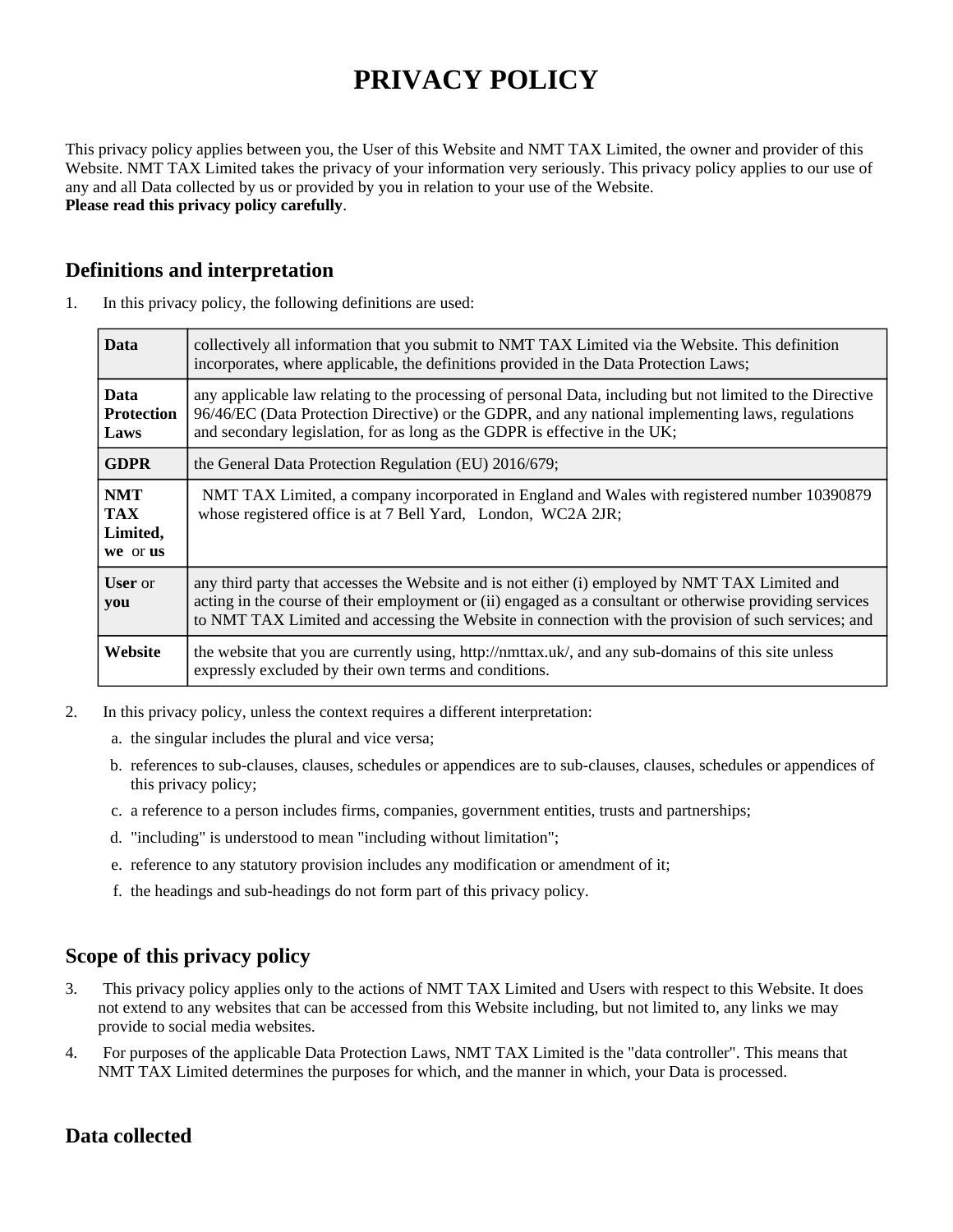# PRIVACY POLICY

This privacy policy applies between you, the User of this Website and NMT TAX Limited, the owner and provider of this Website. NMT TAX Limited takes the privacy of your information very seriously. This privacy policy applies to our use of any and all Data collected by us or provided by you in relation to your use of the Website.
**Please read this privacy policy carefully**.

## Definitions and interpretation

1. In this privacy policy, the following definitions are used:

| | |
|---|---|
| **Data** | collectively all information that you submit to NMT TAX Limited via the Website. This definition incorporates, where applicable, the definitions provided in the Data Protection Laws; |
| **Data Protection Laws** | any applicable law relating to the processing of personal Data, including but not limited to the Directive 96/46/EC (Data Protection Directive) or the GDPR, and any national implementing laws, regulations and secondary legislation, for as long as the GDPR is effective in the UK; |
| **GDPR** | the General Data Protection Regulation (EU) 2016/679; |
| **NMT TAX Limited, we** or **us** | NMT TAX Limited, a company incorporated in England and Wales with registered number 10390879 whose registered office is at 7 Bell Yard, London, WC2A 2JR; |
| **User** or **you** | any third party that accesses the Website and is not either (i) employed by NMT TAX Limited and acting in the course of their employment or (ii) engaged as a consultant or otherwise providing services to NMT TAX Limited and accessing the Website in connection with the provision of such services; and |
| **Website** | the website that you are currently using, http://nmttax.uk/, and any sub-domains of this site unless expressly excluded by their own terms and conditions. |

2. In this privacy policy, unless the context requires a different interpretation:
   a. the singular includes the plural and vice versa;
   b. references to sub-clauses, clauses, schedules or appendices are to sub-clauses, clauses, schedules or appendices of this privacy policy;
   c. a reference to a person includes firms, companies, government entities, trusts and partnerships;
   d. "including" is understood to mean "including without limitation";
   e. reference to any statutory provision includes any modification or amendment of it;
   f. the headings and sub-headings do not form part of this privacy policy.

## Scope of this privacy policy

3. This privacy policy applies only to the actions of NMT TAX Limited and Users with respect to this Website. It does not extend to any websites that can be accessed from this Website including, but not limited to, any links we may provide to social media websites.
4. For purposes of the applicable Data Protection Laws, NMT TAX Limited is the "data controller". This means that NMT TAX Limited determines the purposes for which, and the manner in which, your Data is processed.

## Data collected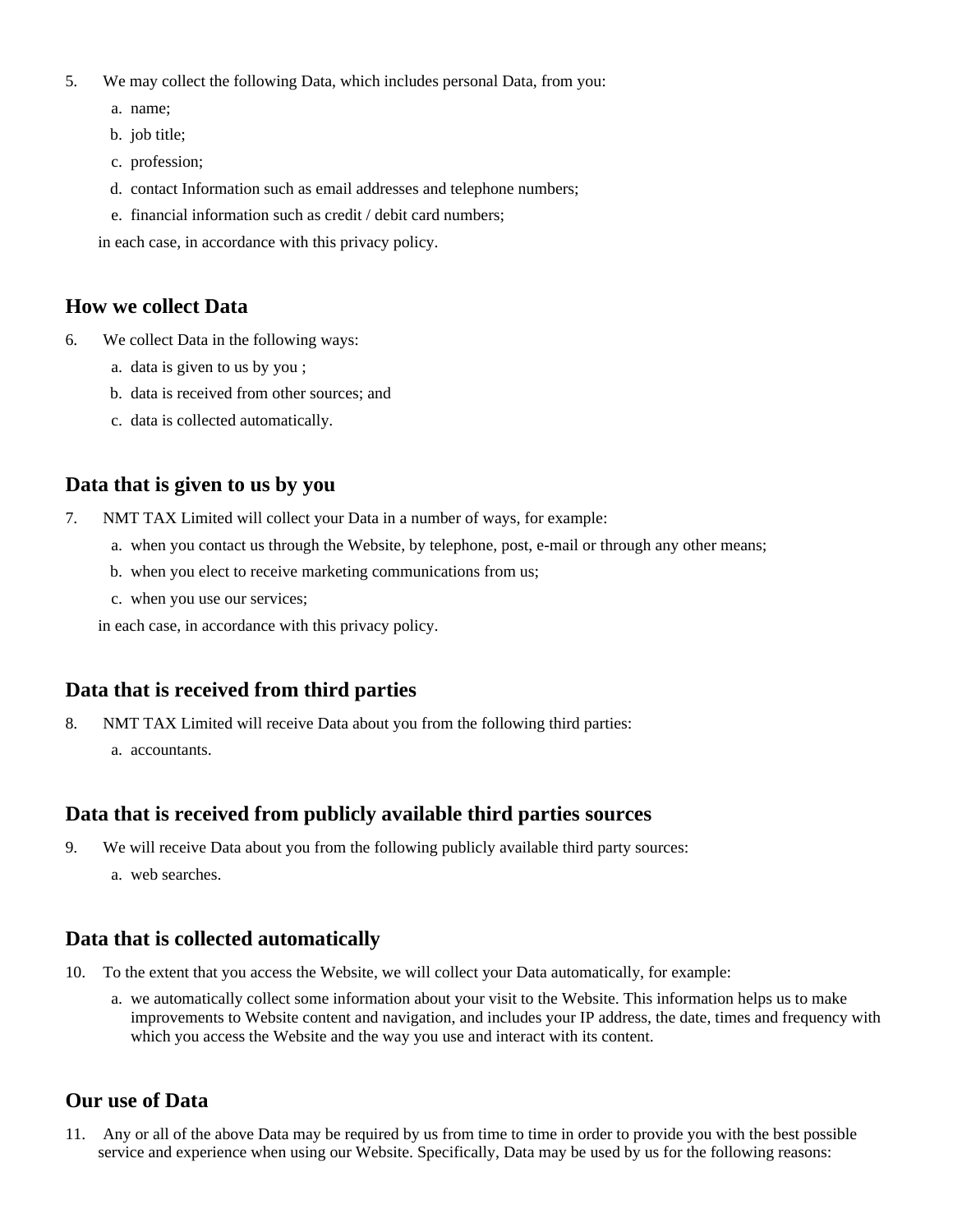5. We may collect the following Data, which includes personal Data, from you:
    a. name;
    b. job title;
    c. profession;
    d. contact Information such as email addresses and telephone numbers;
    e. financial information such as credit / debit card numbers;

   in each case, in accordance with this privacy policy.

## How we collect Data

6. We collect Data in the following ways:
    a. data is given to us by you ;
    b. data is received from other sources; and
    c. data is collected automatically.

## Data that is given to us by you

7. NMT TAX Limited will collect your Data in a number of ways, for example:
    a. when you contact us through the Website, by telephone, post, e-mail or through any other means;
    b. when you elect to receive marketing communications from us;
    c. when you use our services;

   in each case, in accordance with this privacy policy.

## Data that is received from third parties

8. NMT TAX Limited will receive Data about you from the following third parties:
    a. accountants.

## Data that is received from publicly available third parties sources

9. We will receive Data about you from the following publicly available third party sources:
    a. web searches.

## Data that is collected automatically

10. To the extent that you access the Website, we will collect your Data automatically, for example:
    a. we automatically collect some information about your visit to the Website. This information helps us to make improvements to Website content and navigation, and includes your IP address, the date, times and frequency with which you access the Website and the way you use and interact with its content.

## Our use of Data

11. Any or all of the above Data may be required by us from time to time in order to provide you with the best possible service and experience when using our Website. Specifically, Data may be used by us for the following reasons: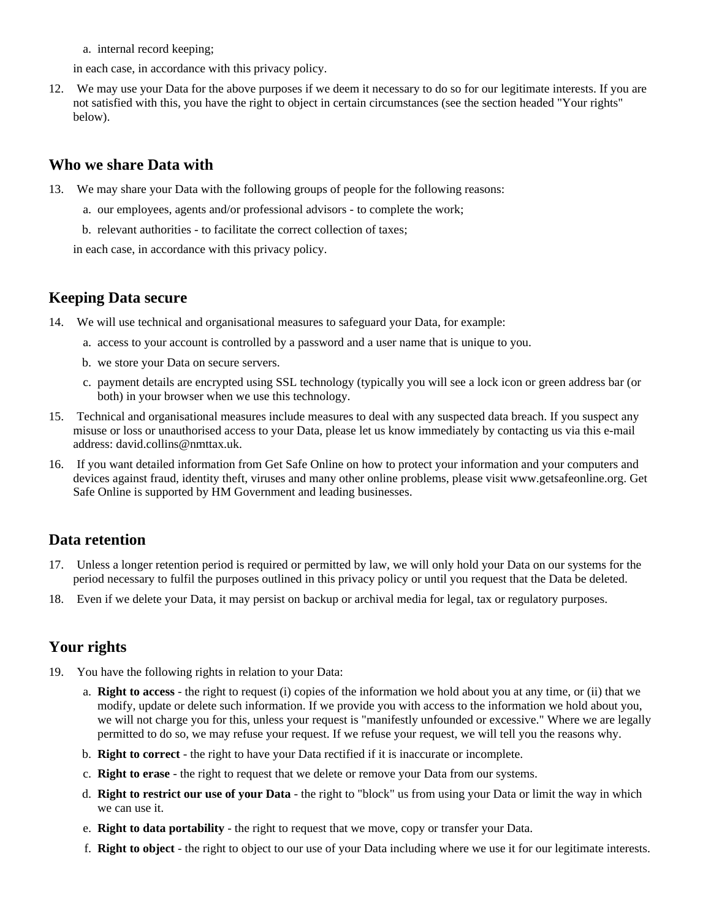a. internal record keeping;

in each case, in accordance with this privacy policy.

12. We may use your Data for the above purposes if we deem it necessary to do so for our legitimate interests. If you are not satisfied with this, you have the right to object in certain circumstances (see the section headed "Your rights" below).

## Who we share Data with

13. We may share your Data with the following groups of people for the following reasons:
    a. our employees, agents and/or professional advisors - to complete the work;
    b. relevant authorities - to facilitate the correct collection of taxes;

    in each case, in accordance with this privacy policy.

## Keeping Data secure

14. We will use technical and organisational measures to safeguard your Data, for example:
    a. access to your account is controlled by a password and a user name that is unique to you.
    b. we store your Data on secure servers.
    c. payment details are encrypted using SSL technology (typically you will see a lock icon or green address bar (or both) in your browser when we use this technology.
15. Technical and organisational measures include measures to deal with any suspected data breach. If you suspect any misuse or loss or unauthorised access to your Data, please let us know immediately by contacting us via this e-mail address: david.collins@nmttax.uk.
16. If you want detailed information from Get Safe Online on how to protect your information and your computers and devices against fraud, identity theft, viruses and many other online problems, please visit www.getsafeonline.org. Get Safe Online is supported by HM Government and leading businesses.

## Data retention

17. Unless a longer retention period is required or permitted by law, we will only hold your Data on our systems for the period necessary to fulfil the purposes outlined in this privacy policy or until you request that the Data be deleted.
18. Even if we delete your Data, it may persist on backup or archival media for legal, tax or regulatory purposes.

## Your rights

19. You have the following rights in relation to your Data:
    a. **Right to access** - the right to request (i) copies of the information we hold about you at any time, or (ii) that we modify, update or delete such information. If we provide you with access to the information we hold about you, we will not charge you for this, unless your request is "manifestly unfounded or excessive." Where we are legally permitted to do so, we may refuse your request. If we refuse your request, we will tell you the reasons why.
    b. **Right to correct** - the right to have your Data rectified if it is inaccurate or incomplete.
    c. **Right to erase** - the right to request that we delete or remove your Data from our systems.
    d. **Right to restrict our use of your Data** - the right to "block" us from using your Data or limit the way in which we can use it.
    e. **Right to data portability** - the right to request that we move, copy or transfer your Data.
    f. **Right to object** - the right to object to our use of your Data including where we use it for our legitimate interests.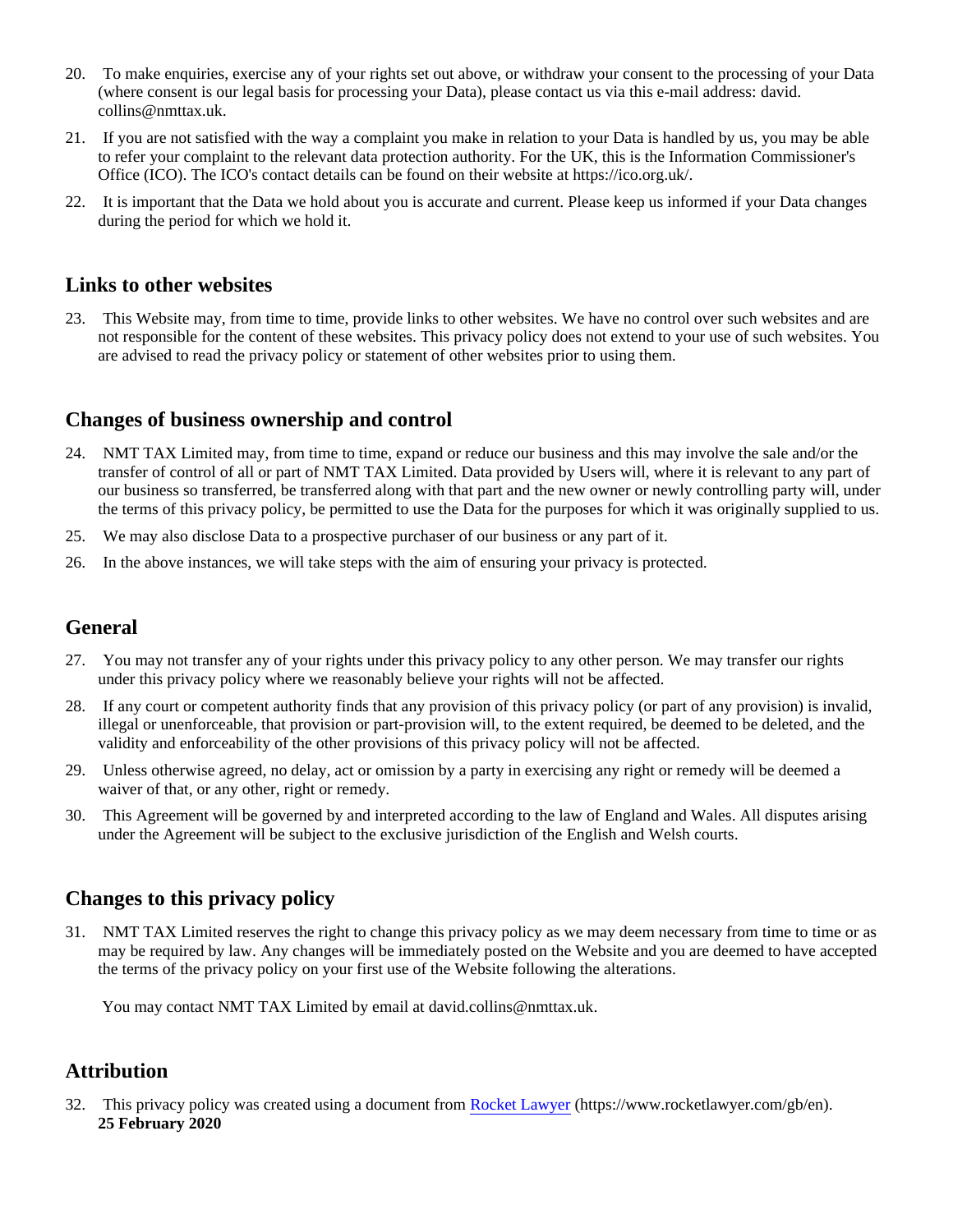20. To make enquiries, exercise any of your rights set out above, or withdraw your consent to the processing of your Data (where consent is our legal basis for processing your Data), please contact us via this e-mail address: david. collins@nmttax.uk.

21. If you are not satisfied with the way a complaint you make in relation to your Data is handled by us, you may be able to refer your complaint to the relevant data protection authority. For the UK, this is the Information Commissioner's Office (ICO). The ICO's contact details can be found on their website at https://ico.org.uk/.

22. It is important that the Data we hold about you is accurate and current. Please keep us informed if your Data changes during the period for which we hold it.

## Links to other websites

23. This Website may, from time to time, provide links to other websites. We have no control over such websites and are not responsible for the content of these websites. This privacy policy does not extend to your use of such websites. You are advised to read the privacy policy or statement of other websites prior to using them.

## Changes of business ownership and control

24. NMT TAX Limited may, from time to time, expand or reduce our business and this may involve the sale and/or the transfer of control of all or part of NMT TAX Limited. Data provided by Users will, where it is relevant to any part of our business so transferred, be transferred along with that part and the new owner or newly controlling party will, under the terms of this privacy policy, be permitted to use the Data for the purposes for which it was originally supplied to us.

25. We may also disclose Data to a prospective purchaser of our business or any part of it.

26. In the above instances, we will take steps with the aim of ensuring your privacy is protected.

## General

27. You may not transfer any of your rights under this privacy policy to any other person. We may transfer our rights under this privacy policy where we reasonably believe your rights will not be affected.

28. If any court or competent authority finds that any provision of this privacy policy (or part of any provision) is invalid, illegal or unenforceable, that provision or part-provision will, to the extent required, be deemed to be deleted, and the validity and enforceability of the other provisions of this privacy policy will not be affected.

29. Unless otherwise agreed, no delay, act or omission by a party in exercising any right or remedy will be deemed a waiver of that, or any other, right or remedy.

30. This Agreement will be governed by and interpreted according to the law of England and Wales. All disputes arising under the Agreement will be subject to the exclusive jurisdiction of the English and Welsh courts.

## Changes to this privacy policy

31. NMT TAX Limited reserves the right to change this privacy policy as we may deem necessary from time to time or as may be required by law. Any changes will be immediately posted on the Website and you are deemed to have accepted the terms of the privacy policy on your first use of the Website following the alterations.

You may contact NMT TAX Limited by email at david.collins@nmttax.uk.

## Attribution

32. This privacy policy was created using a document from Rocket Lawyer (https://www.rocketlawyer.com/gb/en).
**25 February 2020**